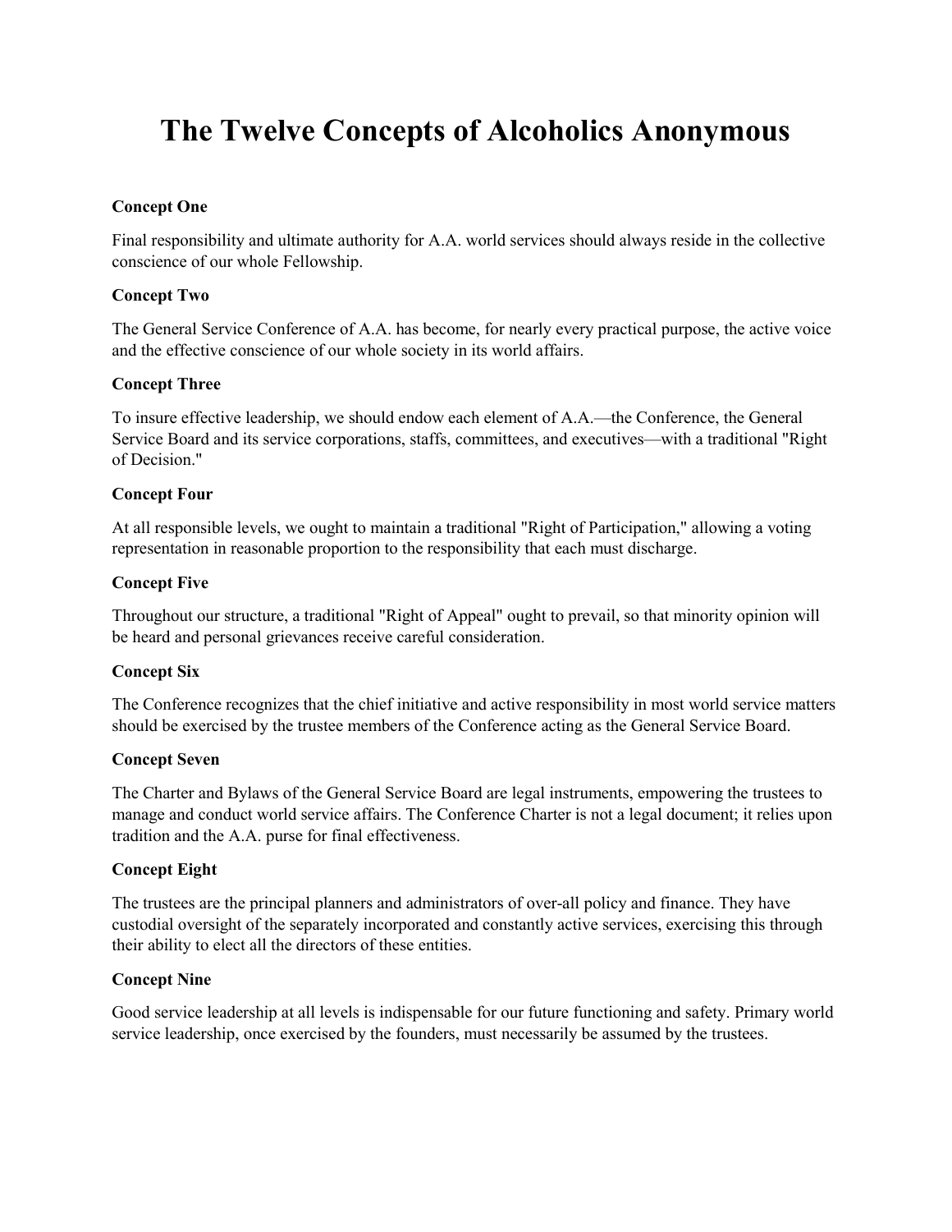# The Twelve Concepts of Alcoholics Anonymous

**Concept One**

Final responsibility and ultimate authority for A.A. world services should always reside in the collective conscience of our whole Fellowship.

**Concept Two**

The General Service Conference of A.A. has become, for nearly every practical purpose, the active voice and the effective conscience of our whole society in its world affairs.

**Concept Three**

To insure effective leadership, we should endow each element of A.A.—the Conference, the General Service Board and its service corporations, staffs, committees, and executives—with a traditional "Right of Decision."

**Concept Four**

At all responsible levels, we ought to maintain a traditional "Right of Participation," allowing a voting representation in reasonable proportion to the responsibility that each must discharge.

**Concept Five**

Throughout our structure, a traditional "Right of Appeal" ought to prevail, so that minority opinion will be heard and personal grievances receive careful consideration.

**Concept Six**

The Conference recognizes that the chief initiative and active responsibility in most world service matters should be exercised by the trustee members of the Conference acting as the General Service Board.

**Concept Seven**

The Charter and Bylaws of the General Service Board are legal instruments, empowering the trustees to manage and conduct world service affairs. The Conference Charter is not a legal document; it relies upon tradition and the A.A. purse for final effectiveness.

**Concept Eight**

The trustees are the principal planners and administrators of over-all policy and finance. They have custodial oversight of the separately incorporated and constantly active services, exercising this through their ability to elect all the directors of these entities.

**Concept Nine**

Good service leadership at all levels is indispensable for our future functioning and safety. Primary world service leadership, once exercised by the founders, must necessarily be assumed by the trustees.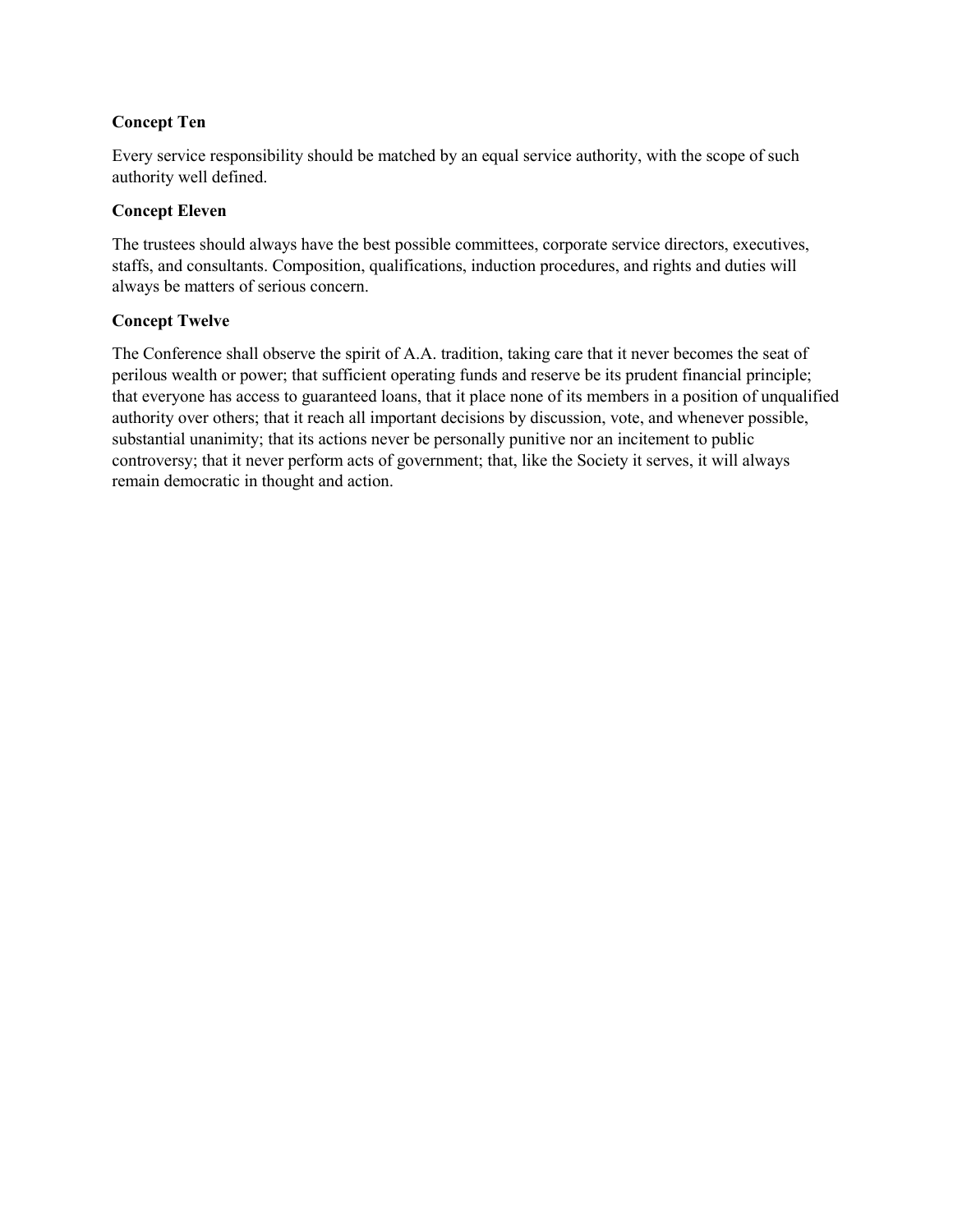**Concept Ten**

Every service responsibility should be matched by an equal service authority, with the scope of such authority well defined.

**Concept Eleven**

The trustees should always have the best possible committees, corporate service directors, executives, staffs, and consultants. Composition, qualifications, induction procedures, and rights and duties will always be matters of serious concern.

**Concept Twelve**

The Conference shall observe the spirit of A.A. tradition, taking care that it never becomes the seat of perilous wealth or power; that sufficient operating funds and reserve be its prudent financial principle; that everyone has access to guaranteed loans, that it place none of its members in a position of unqualified authority over others; that it reach all important decisions by discussion, vote, and whenever possible, substantial unanimity; that its actions never be personally punitive nor an incitement to public controversy; that it never perform acts of government; that, like the Society it serves, it will always remain democratic in thought and action.